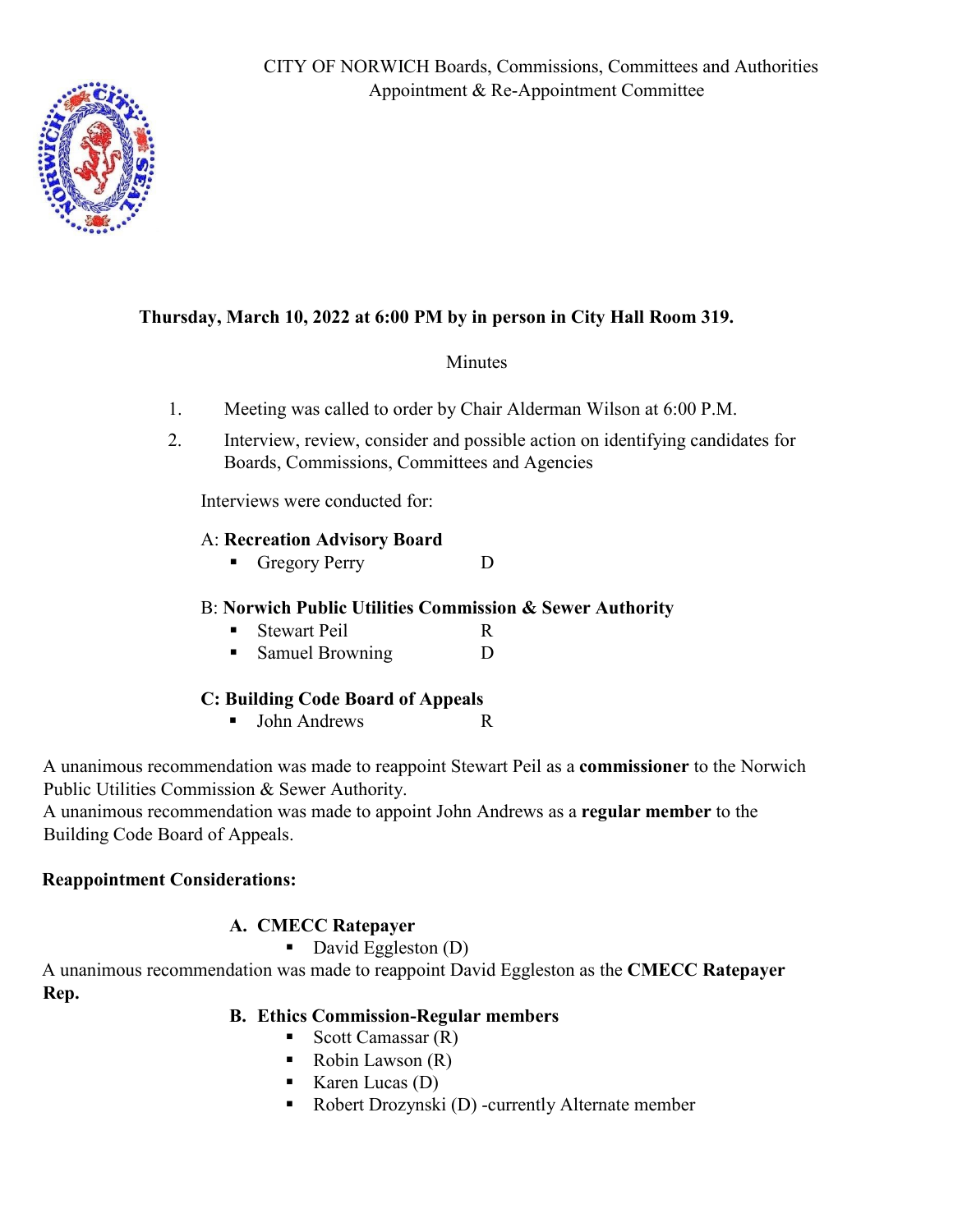CITY OF NORWICH Boards, Commissions, Committees and Authorities
Appointment & Re-Appointment Committee

**Thursday, March 10, 2022 at 6:00 PM by in person in City Hall Room 319.**

Minutes

1. Meeting was called to order by Chair Alderman Wilson at 6:00 P.M.
2. Interview, review, consider and possible action on identifying candidates for Boards, Commissions, Committees and Agencies

Interviews were conducted for:

A: **Recreation Advisory Board**

- Gregory Perry D

B: **Norwich Public Utilities Commission & Sewer Authority**

- Stewart Peil R
- Samuel Browning D

**C: Building Code Board of Appeals**

- John Andrews R

A unanimous recommendation was made to reappoint Stewart Peil as a **commissioner** to the Norwich Public Utilities Commission & Sewer Authority.
A unanimous recommendation was made to appoint John Andrews as a **regular member** to the Building Code Board of Appeals.

**Reappointment Considerations:**

**A. CMECC Ratepayer**

- David Eggleston (D)

A unanimous recommendation was made to reappoint David Eggleston as the **CMECC Ratepayer Rep.**

**B. Ethics Commission-Regular members**

- Scott Camassar (R)
- Robin Lawson (R)
- Karen Lucas (D)
- Robert Drozynski (D) -currently Alternate member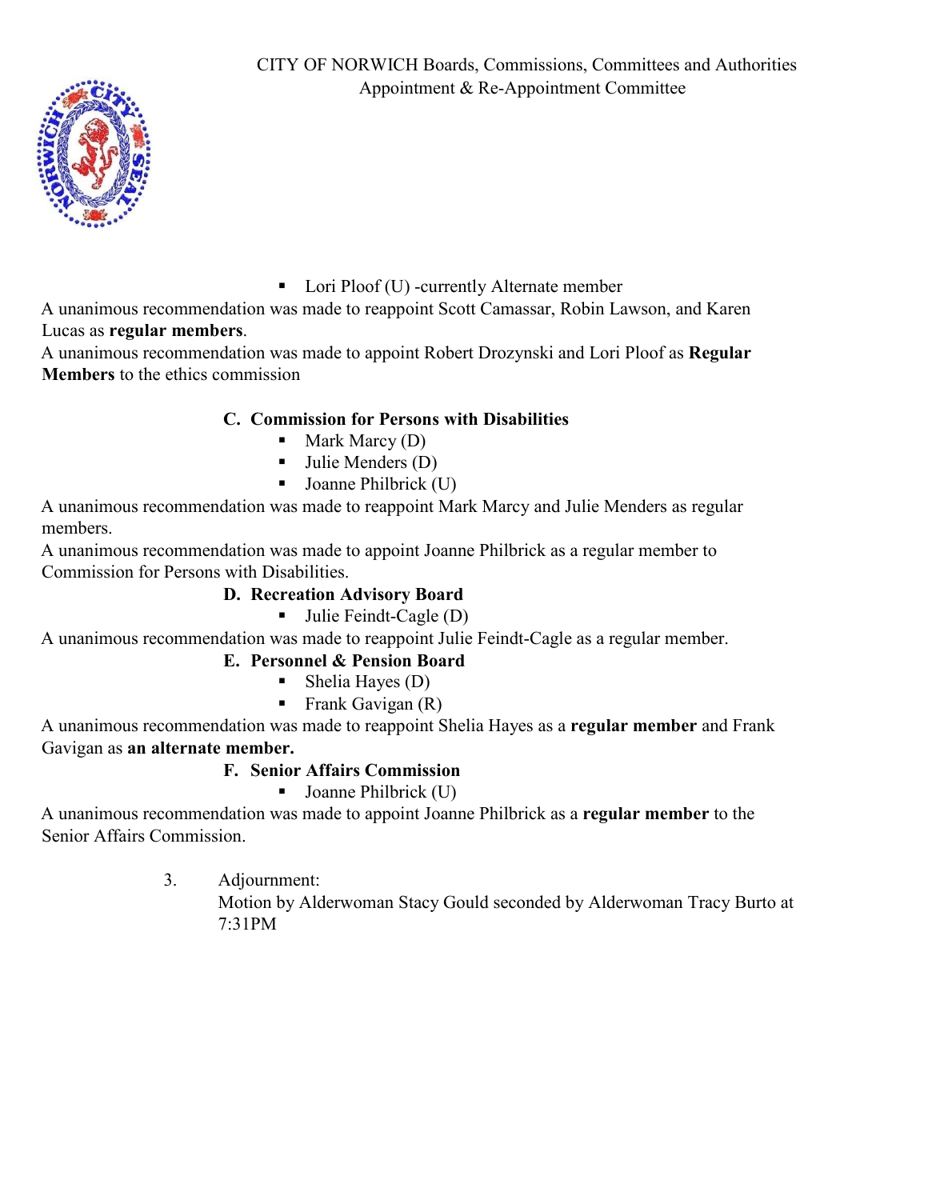CITY OF NORWICH Boards, Commissions, Committees and Authorities
Appointment & Re-Appointment Committee

- Lori Ploof (U) -currently Alternate member

A unanimous recommendation was made to reappoint Scott Camassar, Robin Lawson, and Karen Lucas as **regular members**.

A unanimous recommendation was made to appoint Robert Drozynski and Lori Ploof as **Regular Members** to the ethics commission

**C. Commission for Persons with Disabilities**

- Mark Marcy (D)
- Julie Menders (D)
- Joanne Philbrick (U)

A unanimous recommendation was made to reappoint Mark Marcy and Julie Menders as regular members.

A unanimous recommendation was made to appoint Joanne Philbrick as a regular member to Commission for Persons with Disabilities.

**D. Recreation Advisory Board**

- Julie Feindt-Cagle (D)

A unanimous recommendation was made to reappoint Julie Feindt-Cagle as a regular member.

**E. Personnel & Pension Board**

- Shelia Hayes (D)
- Frank Gavigan (R)

A unanimous recommendation was made to reappoint Shelia Hayes as a **regular member** and Frank Gavigan as **an alternate member.**

**F. Senior Affairs Commission**

- Joanne Philbrick (U)

A unanimous recommendation was made to appoint Joanne Philbrick as a **regular member** to the Senior Affairs Commission.

3. Adjournment:
   Motion by Alderwoman Stacy Gould seconded by Alderwoman Tracy Burto at 7:31PM